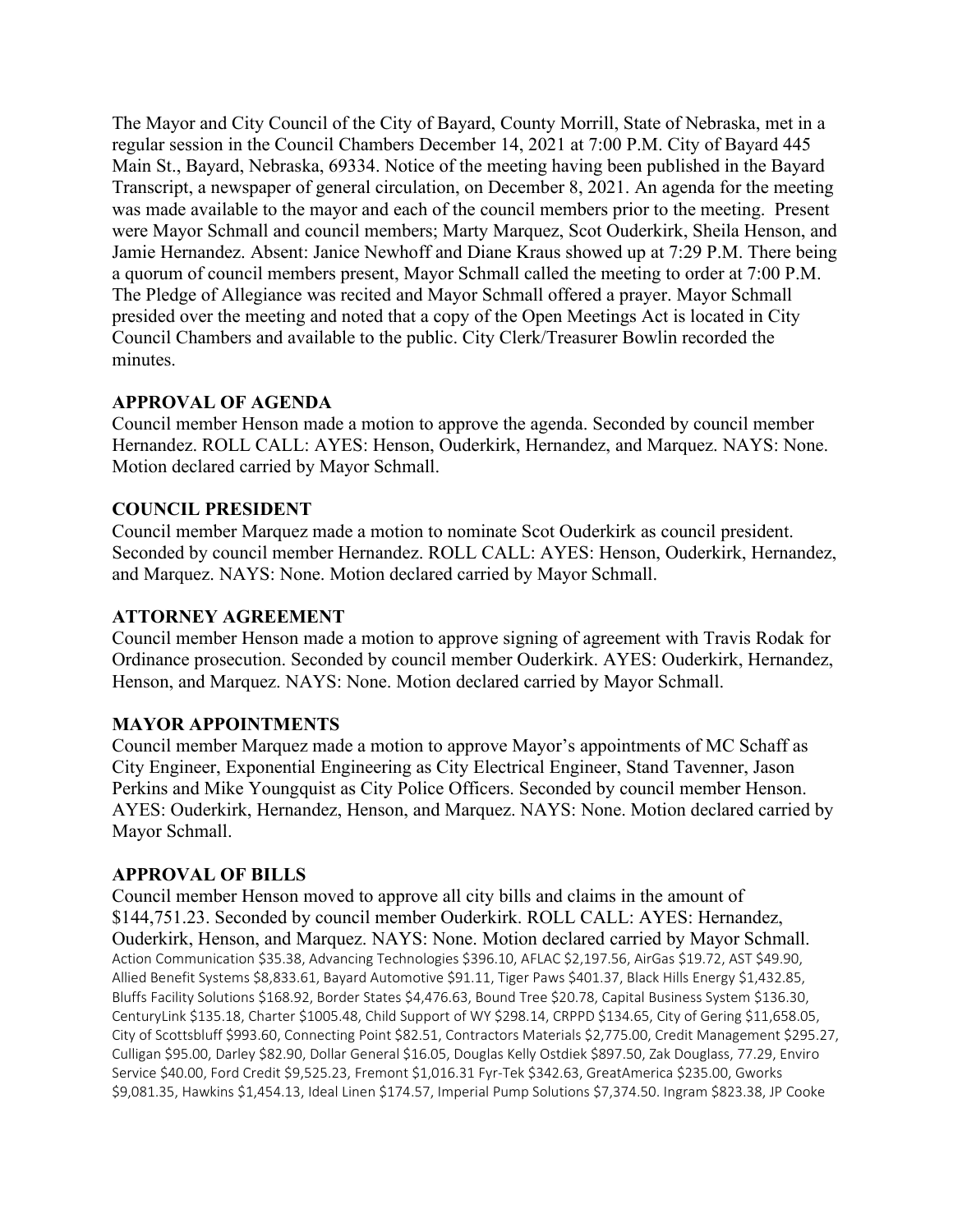The Mayor and City Council of the City of Bayard, County Morrill, State of Nebraska, met in a regular session in the Council Chambers December 14, 2021 at 7:00 P.M. City of Bayard 445 Main St., Bayard, Nebraska, 69334. Notice of the meeting having been published in the Bayard Transcript, a newspaper of general circulation, on December 8, 2021. An agenda for the meeting was made available to the mayor and each of the council members prior to the meeting. Present were Mayor Schmall and council members; Marty Marquez, Scot Ouderkirk, Sheila Henson, and Jamie Hernandez. Absent: Janice Newhoff and Diane Kraus showed up at 7:29 P.M. There being a quorum of council members present, Mayor Schmall called the meeting to order at 7:00 P.M. The Pledge of Allegiance was recited and Mayor Schmall offered a prayer. Mayor Schmall presided over the meeting and noted that a copy of the Open Meetings Act is located in City Council Chambers and available to the public. City Clerk/Treasurer Bowlin recorded the minutes.

**APPROVAL OF AGENDA**

Council member Henson made a motion to approve the agenda. Seconded by council member Hernandez. ROLL CALL: AYES: Henson, Ouderkirk, Hernandez, and Marquez. NAYS: None. Motion declared carried by Mayor Schmall.

**COUNCIL PRESIDENT**

Council member Marquez made a motion to nominate Scot Ouderkirk as council president. Seconded by council member Hernandez. ROLL CALL: AYES: Henson, Ouderkirk, Hernandez, and Marquez. NAYS: None. Motion declared carried by Mayor Schmall.

**ATTORNEY AGREEMENT**

Council member Henson made a motion to approve signing of agreement with Travis Rodak for Ordinance prosecution. Seconded by council member Ouderkirk. AYES: Ouderkirk, Hernandez, Henson, and Marquez. NAYS: None. Motion declared carried by Mayor Schmall.

**MAYOR APPOINTMENTS**

Council member Marquez made a motion to approve Mayor's appointments of MC Schaff as City Engineer, Exponential Engineering as City Electrical Engineer, Stand Tavenner, Jason Perkins and Mike Youngquist as City Police Officers. Seconded by council member Henson. AYES: Ouderkirk, Hernandez, Henson, and Marquez. NAYS: None. Motion declared carried by Mayor Schmall.

**APPROVAL OF BILLS**

Council member Henson moved to approve all city bills and claims in the amount of $144,751.23. Seconded by council member Ouderkirk. ROLL CALL: AYES: Hernandez, Ouderkirk, Henson, and Marquez. NAYS: None. Motion declared carried by Mayor Schmall.
Action Communication $35.38, Advancing Technologies $396.10, AFLAC $2,197.56, AirGas $19.72, AST $49.90, Allied Benefit Systems $8,833.61, Bayard Automotive $91.11, Tiger Paws $401.37, Black Hills Energy $1,432.85, Bluffs Facility Solutions $168.92, Border States $4,476.63, Bound Tree $20.78, Capital Business System $136.30, CenturyLink $135.18, Charter $1005.48, Child Support of WY $298.14, CRPPD $134.65, City of Gering $11,658.05, City of Scottsbluff $993.60, Connecting Point $82.51, Contractors Materials $2,775.00, Credit Management $295.27, Culligan $95.00, Darley $82.90, Dollar General $16.05, Douglas Kelly Ostdiek $897.50, Zak Douglass, 77.29, Enviro Service $40.00, Ford Credit $9,525.23, Fremont $1,016.31 Fyr-Tek $342.63, GreatAmerica $235.00, Gworks $9,081.35, Hawkins $1,454.13, Ideal Linen $174.57, Imperial Pump Solutions $7,374.50. Ingram $823.38, JP Cooke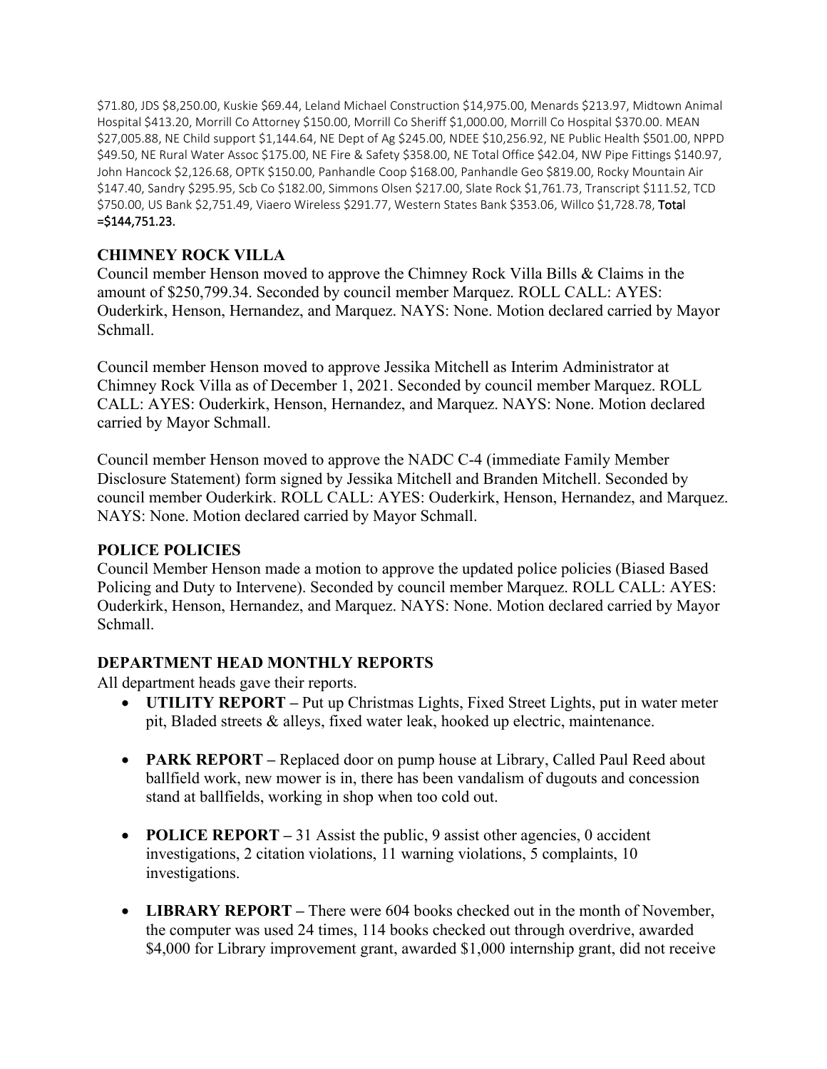$71.80, JDS $8,250.00, Kuskie $69.44, Leland Michael Construction $14,975.00, Menards $213.97, Midtown Animal Hospital $413.20, Morrill Co Attorney $150.00, Morrill Co Sheriff $1,000.00, Morrill Co Hospital $370.00. MEAN $27,005.88, NE Child support $1,144.64, NE Dept of Ag $245.00, NDEE $10,256.92, NE Public Health $501.00, NPPD $49.50, NE Rural Water Assoc $175.00, NE Fire & Safety $358.00, NE Total Office $42.04, NW Pipe Fittings $140.97, John Hancock $2,126.68, OPTK $150.00, Panhandle Coop $168.00, Panhandle Geo $819.00, Rocky Mountain Air $147.40, Sandry $295.95, Scb Co $182.00, Simmons Olsen $217.00, Slate Rock $1,761.73, Transcript $111.52, TCD $750.00, US Bank $2,751.49, Viaero Wireless $291.77, Western States Bank $353.06, Willco $1,728.78, **Total =$144,751.23.**

## CHIMNEY ROCK VILLA

Council member Henson moved to approve the Chimney Rock Villa Bills & Claims in the amount of $250,799.34. Seconded by council member Marquez. ROLL CALL: AYES: Ouderkirk, Henson, Hernandez, and Marquez. NAYS: None. Motion declared carried by Mayor Schmall.

Council member Henson moved to approve Jessika Mitchell as Interim Administrator at Chimney Rock Villa as of December 1, 2021. Seconded by council member Marquez. ROLL CALL: AYES: Ouderkirk, Henson, Hernandez, and Marquez. NAYS: None. Motion declared carried by Mayor Schmall.

Council member Henson moved to approve the NADC C-4 (immediate Family Member Disclosure Statement) form signed by Jessika Mitchell and Branden Mitchell. Seconded by council member Ouderkirk. ROLL CALL: AYES: Ouderkirk, Henson, Hernandez, and Marquez. NAYS: None. Motion declared carried by Mayor Schmall.

## POLICE POLICIES

Council Member Henson made a motion to approve the updated police policies (Biased Based Policing and Duty to Intervene). Seconded by council member Marquez. ROLL CALL: AYES: Ouderkirk, Henson, Hernandez, and Marquez. NAYS: None. Motion declared carried by Mayor Schmall.

## DEPARTMENT HEAD MONTHLY REPORTS

All department heads gave their reports.

- **UTILITY REPORT –** Put up Christmas Lights, Fixed Street Lights, put in water meter pit, Bladed streets & alleys, fixed water leak, hooked up electric, maintenance.
- **PARK REPORT –** Replaced door on pump house at Library, Called Paul Reed about ballfield work, new mower is in, there has been vandalism of dugouts and concession stand at ballfields, working in shop when too cold out.
- **POLICE REPORT –** 31 Assist the public, 9 assist other agencies, 0 accident investigations, 2 citation violations, 11 warning violations, 5 complaints, 10 investigations.
- **LIBRARY REPORT –** There were 604 books checked out in the month of November, the computer was used 24 times, 114 books checked out through overdrive, awarded $4,000 for Library improvement grant, awarded $1,000 internship grant, did not receive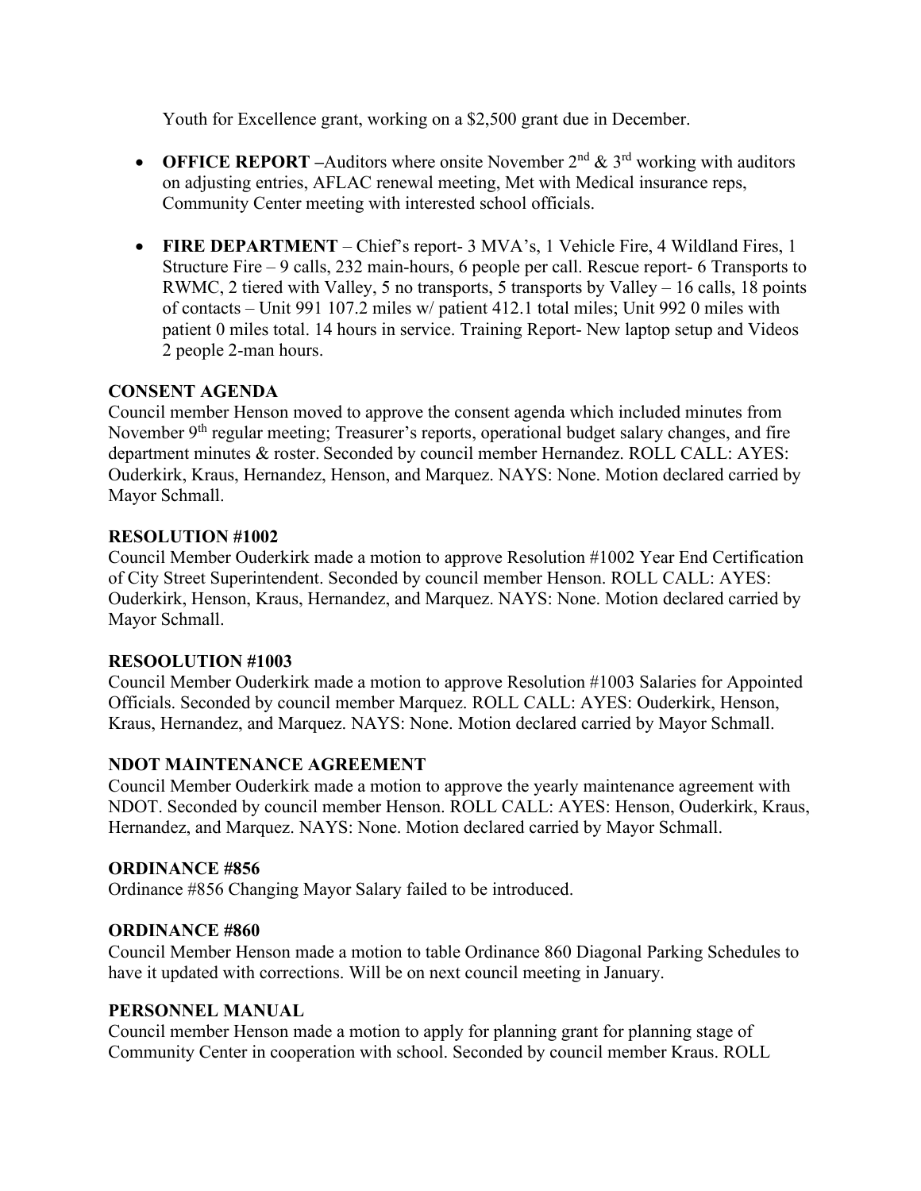Youth for Excellence grant, working on a $2,500 grant due in December.

- **OFFICE REPORT** –Auditors where onsite November 2nd & 3rd working with auditors on adjusting entries, AFLAC renewal meeting, Met with Medical insurance reps, Community Center meeting with interested school officials.
- **FIRE DEPARTMENT** – Chief's report- 3 MVA's, 1 Vehicle Fire, 4 Wildland Fires, 1 Structure Fire – 9 calls, 232 main-hours, 6 people per call. Rescue report- 6 Transports to RWMC, 2 tiered with Valley, 5 no transports, 5 transports by Valley – 16 calls, 18 points of contacts – Unit 991 107.2 miles w/ patient 412.1 total miles; Unit 992 0 miles with patient 0 miles total. 14 hours in service. Training Report- New laptop setup and Videos 2 people 2-man hours.

**CONSENT AGENDA**
Council member Henson moved to approve the consent agenda which included minutes from November 9th regular meeting; Treasurer's reports, operational budget salary changes, and fire department minutes & roster. Seconded by council member Hernandez. ROLL CALL: AYES: Ouderkirk, Kraus, Hernandez, Henson, and Marquez. NAYS: None. Motion declared carried by Mayor Schmall.

**RESOLUTION #1002**
Council Member Ouderkirk made a motion to approve Resolution #1002 Year End Certification of City Street Superintendent. Seconded by council member Henson. ROLL CALL: AYES: Ouderkirk, Henson, Kraus, Hernandez, and Marquez. NAYS: None. Motion declared carried by Mayor Schmall.

**RESOOLUTION #1003**
Council Member Ouderkirk made a motion to approve Resolution #1003 Salaries for Appointed Officials. Seconded by council member Marquez. ROLL CALL: AYES: Ouderkirk, Henson, Kraus, Hernandez, and Marquez. NAYS: None. Motion declared carried by Mayor Schmall.

**NDOT MAINTENANCE AGREEMENT**
Council Member Ouderkirk made a motion to approve the yearly maintenance agreement with NDOT. Seconded by council member Henson. ROLL CALL: AYES: Henson, Ouderkirk, Kraus, Hernandez, and Marquez. NAYS: None. Motion declared carried by Mayor Schmall.

**ORDINANCE #856**
Ordinance #856 Changing Mayor Salary failed to be introduced.

**ORDINANCE #860**
Council Member Henson made a motion to table Ordinance 860 Diagonal Parking Schedules to have it updated with corrections. Will be on next council meeting in January.

**PERSONNEL MANUAL**
Council member Henson made a motion to apply for planning grant for planning stage of Community Center in cooperation with school. Seconded by council member Kraus. ROLL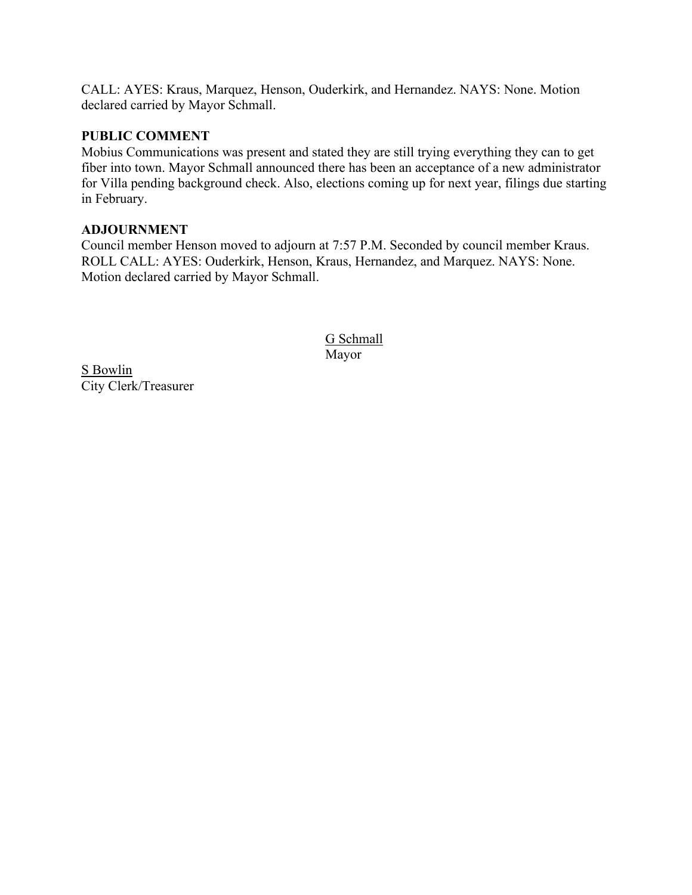CALL: AYES: Kraus, Marquez, Henson, Ouderkirk, and Hernandez. NAYS: None. Motion declared carried by Mayor Schmall.

**PUBLIC COMMENT**

Mobius Communications was present and stated they are still trying everything they can to get fiber into town. Mayor Schmall announced there has been an acceptance of a new administrator for Villa pending background check. Also, elections coming up for next year, filings due starting in February.

**ADJOURNMENT**

Council member Henson moved to adjourn at 7:57 P.M. Seconded by council member Kraus. ROLL CALL: AYES: Ouderkirk, Henson, Kraus, Hernandez, and Marquez. NAYS: None. Motion declared carried by Mayor Schmall.

G Schmall
Mayor

S Bowlin
City Clerk/Treasurer